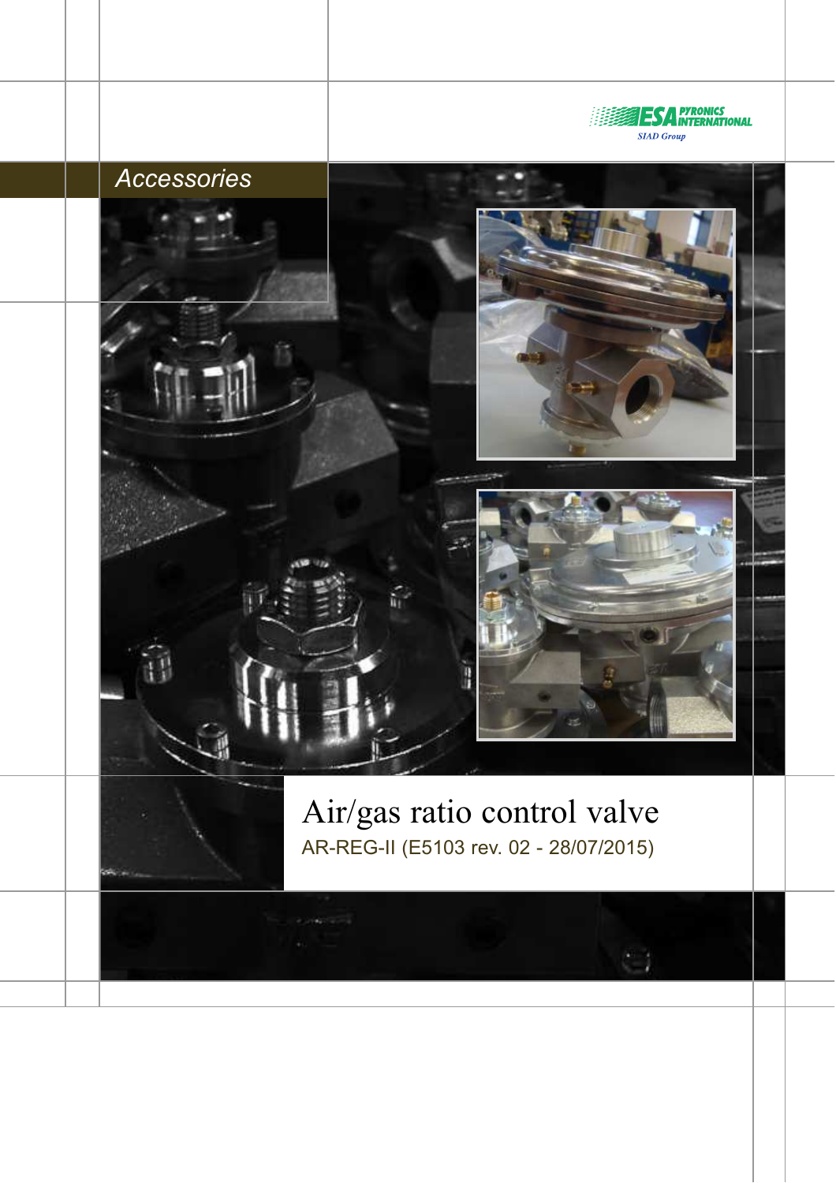ESA PYRONICS INTERNATIONAL
SIAD Group

Accessories

# Air/gas ratio control valve

AR-REG-II (E5103 rev. 02 - 28/07/2015)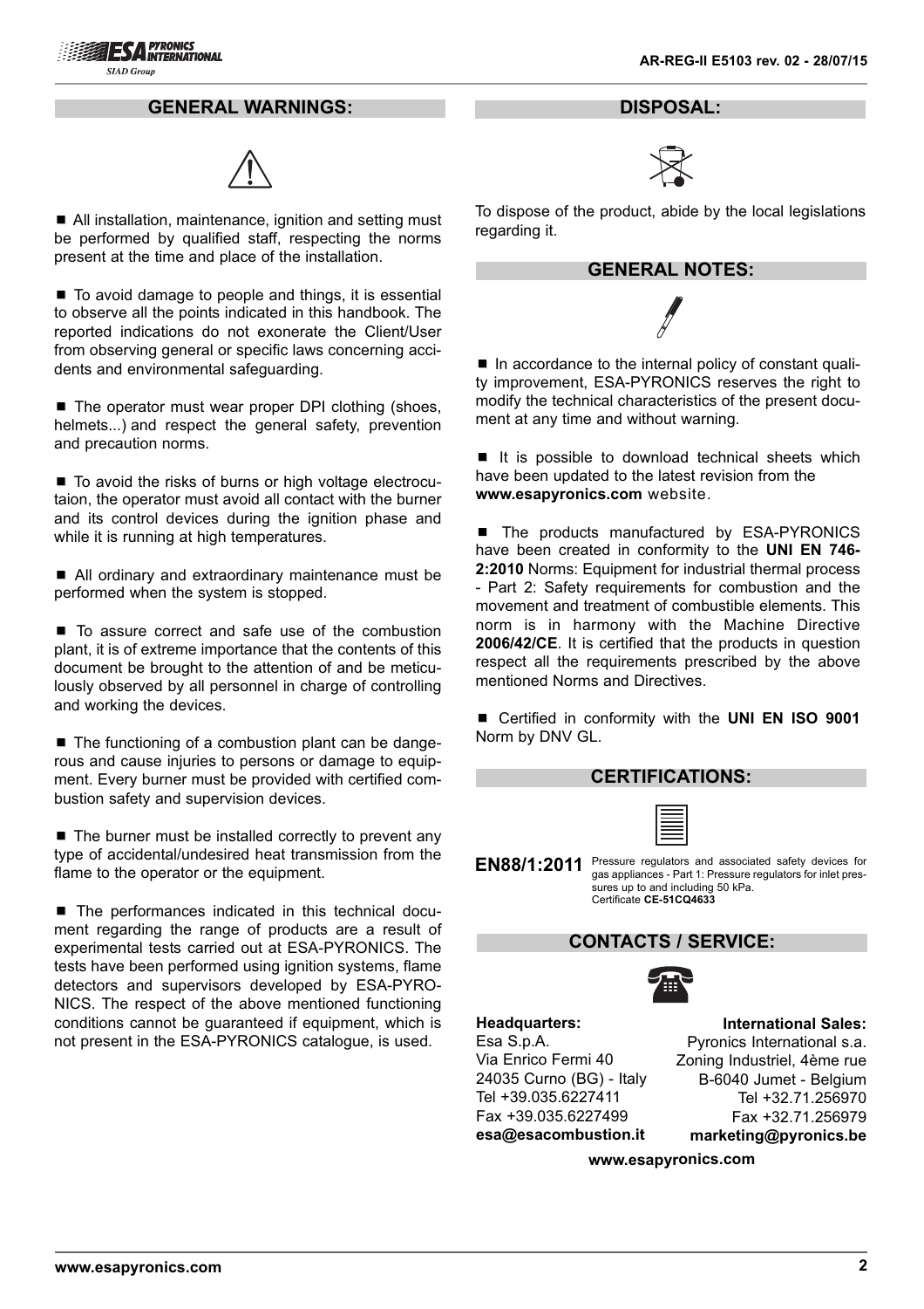## GENERAL WARNINGS:

- All installation, maintenance, ignition and setting must be performed by qualified staff, respecting the norms present at the time and place of the installation.

- To avoid damage to people and things, it is essential to observe all the points indicated in this handbook. The reported indications do not exonerate the Client/User from observing general or specific laws concerning accidents and environmental safeguarding.

- The operator must wear proper DPI clothing (shoes, helmets...) and respect the general safety, prevention and precaution norms.

- To avoid the risks of burns or high voltage electrocutaion, the operator must avoid all contact with the burner and its control devices during the ignition phase and while it is running at high temperatures.

- All ordinary and extraordinary maintenance must be performed when the system is stopped.

- To assure correct and safe use of the combustion plant, it is of extreme importance that the contents of this document be brought to the attention of and be meticulously observed by all personnel in charge of controlling and working the devices.

- The functioning of a combustion plant can be dangerous and cause injuries to persons or damage to equipment. Every burner must be provided with certified combustion safety and supervision devices.

- The burner must be installed correctly to prevent any type of accidental/undesired heat transmission from the flame to the operator or the equipment.

- The performances indicated in this technical document regarding the range of products are a result of experimental tests carried out at ESA-PYRONICS. The tests have been performed using ignition systems, flame detectors and supervisors developed by ESA-PYRONICS. The respect of the above mentioned functioning conditions cannot be guaranteed if equipment, which is not present in the ESA-PYRONICS catalogue, is used.

## DISPOSAL:

To dispose of the product, abide by the local legislations regarding it.

## GENERAL NOTES:

- In accordance to the internal policy of constant quality improvement, ESA-PYRONICS reserves the right to modify the technical characteristics of the present document at any time and without warning.

- It is possible to download technical sheets which have been updated to the latest revision from the **www.esapyronics.com** website.

- The products manufactured by ESA-PYRONICS have been created in conformity to the **UNI EN 746-2:2010** Norms: Equipment for industrial thermal process - Part 2: Safety requirements for combustion and the movement and treatment of combustible elements. This norm is in harmony with the Machine Directive **2006/42/CE**. It is certified that the products in question respect all the requirements prescribed by the above mentioned Norms and Directives.

- Certified in conformity with the **UNI EN ISO 9001** Norm by DNV GL.

## CERTIFICATIONS:

**EN88/1:2011** Pressure regulators and associated safety devices for gas appliances - Part 1: Pressure regulators for inlet pressures up to and including 50 kPa.
Certificate **CE-51CQ4633**

## CONTACTS / SERVICE:

**Headquarters:**
Esa S.p.A.
Via Enrico Fermi 40
24035 Curno (BG) - Italy
Tel +39.035.6227411
Fax +39.035.6227499
**esa@esacombustion.it**

**International Sales:**
Pyronics International s.a.
Zoning Industriel, 4ème rue
B-6040 Jumet - Belgium
Tel +32.71.256970
Fax +32.71.256979
**marketing@pyronics.be**

**www.esapyronics.com**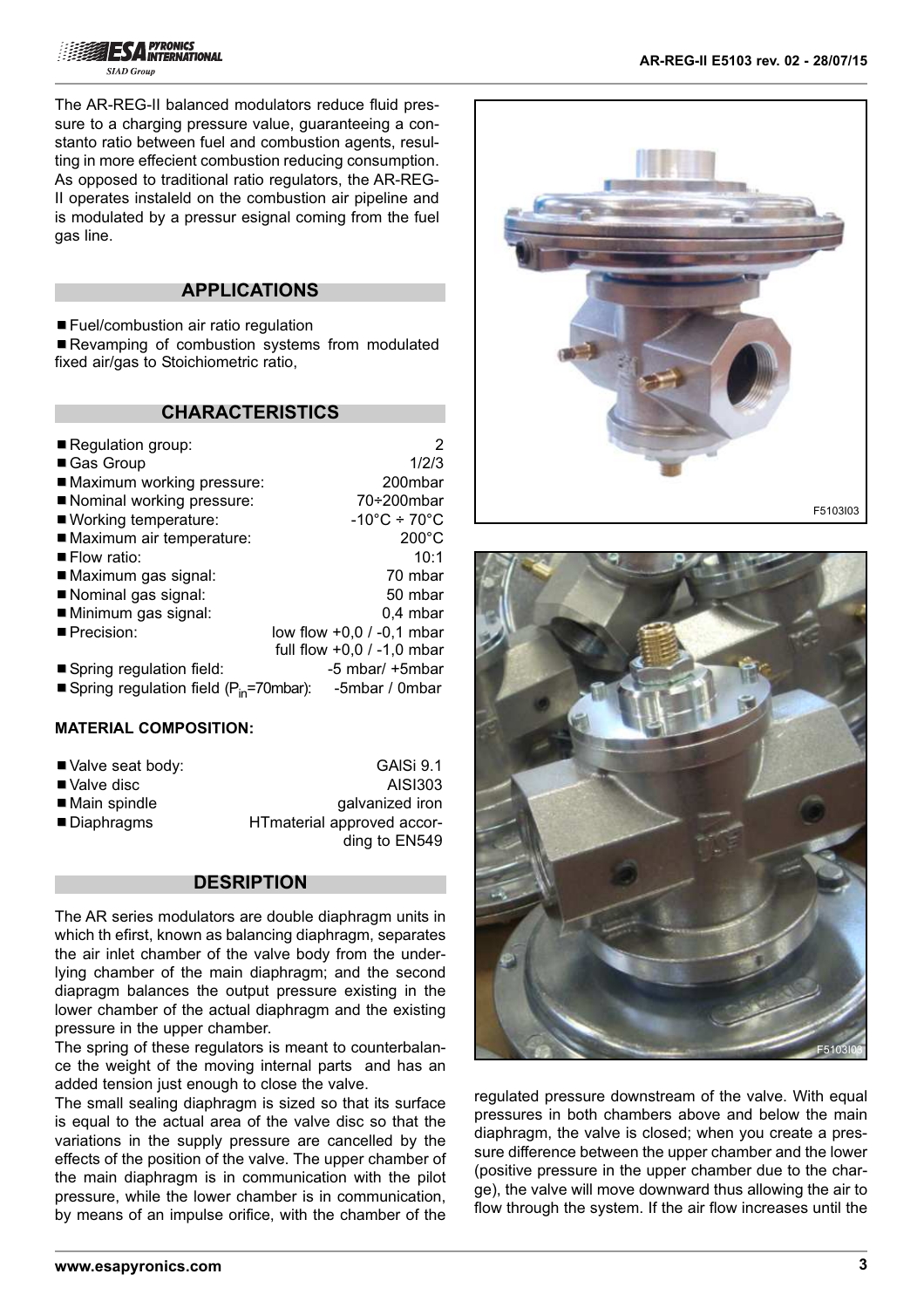The AR-REG-II balanced modulators reduce fluid pressure to a charging pressure value, guaranteeing a constanto ratio between fuel and combustion agents, resulting in more effecient combustion reducing consumption. As opposed to traditional ratio regulators, the AR-REG-II operates instaleld on the combustion air pipeline and is modulated by a pressur esignal coming from the fuel gas line.

## APPLICATIONS

- Fuel/combustion air ratio regulation
- Revamping of combustion systems from modulated fixed air/gas to Stoichiometric ratio,

## CHARACTERISTICS

- Regulation group: 2
- Gas Group 1/2/3
- Maximum working pressure: 200mbar
- Nominal working pressure: 70÷200mbar
- Working temperature: -10°C ÷ 70°C
- Maximum air temperature: 200°C
- Flow ratio: 10:1
- Maximum gas signal: 70 mbar
- Nominal gas signal: 50 mbar
- Minimum gas signal: 0,4 mbar
- Precision: low flow +0,0 / -0,1 mbar; full flow +0,0 / -1,0 mbar
- Spring regulation field: -5 mbar/ +5mbar
- Spring regulation field ($P_{in}$=70mbar): -5mbar / 0mbar

**MATERIAL COMPOSITION:**

- Valve seat body: GAlSi 9.1
- Valve disc AISI303
- Main spindle galvanized iron
- Diaphragms HTmaterial approved according to EN549

## DESRIPTION

The AR series modulators are double diaphragm units in which th efirst, known as balancing diaphragm, separates the air inlet chamber of the valve body from the underlying chamber of the main diaphragm; and the second diapragm balances the output pressure existing in the lower chamber of the actual diaphragm and the existing pressure in the upper chamber.

The spring of these regulators is meant to counterbalance the weight of the moving internal parts and has an added tension just enough to close the valve.

The small sealing diaphragm is sized so that its surface is equal to the actual area of the valve disc so that the variations in the supply pressure are cancelled by the effects of the position of the valve. The upper chamber of the main diaphragm is in communication with the pilot pressure, while the lower chamber is in communication, by means of an impulse orifice, with the chamber of the regulated pressure downstream of the valve. With equal pressures in both chambers above and below the main diaphragm, the valve is closed; when you create a pressure difference between the upper chamber and the lower (positive pressure in the upper chamber due to the charge), the valve will move downward thus allowing the air to flow through the system. If the air flow increases until the

F5103I03

F5103I03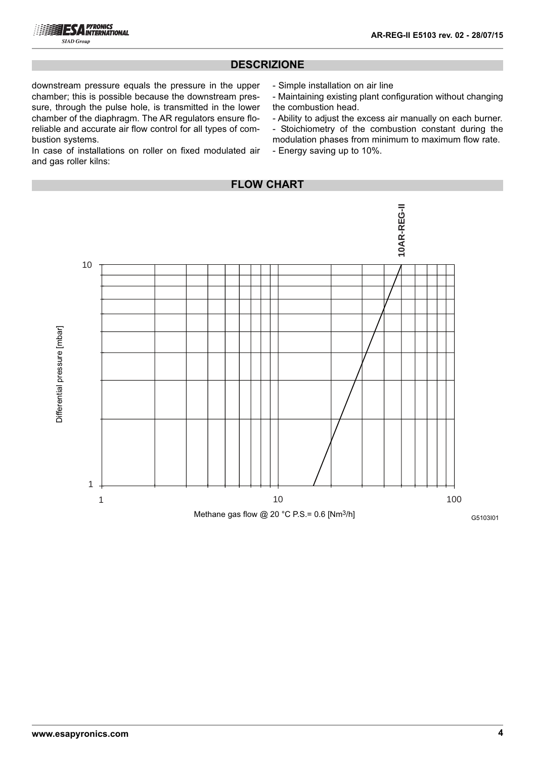## DESCRIZIONE

downstream pressure equals the pressure in the upper chamber; this is possible because the downstream pressure, through the pulse hole, is transmitted in the lower chamber of the diaphragm. The AR regulators ensure floreliable and accurate air flow control for all types of combustion systems.

In case of installations on roller on fixed modulated air and gas roller kilns:

- Simple installation on air line
- Maintaining existing plant configuration without changing the combustion head.
- Ability to adjust the excess air manually on each burner.
- Stoichiometry of the combustion constant during the modulation phases from minimum to maximum flow rate.
- Energy saving up to 10%.

## FLOW CHART

10AR-REG-II

Differential pressure [mbar]

Methane gas flow @ 20 °C P.S.= 0.6 [$Nm^3/h$]

G5103I01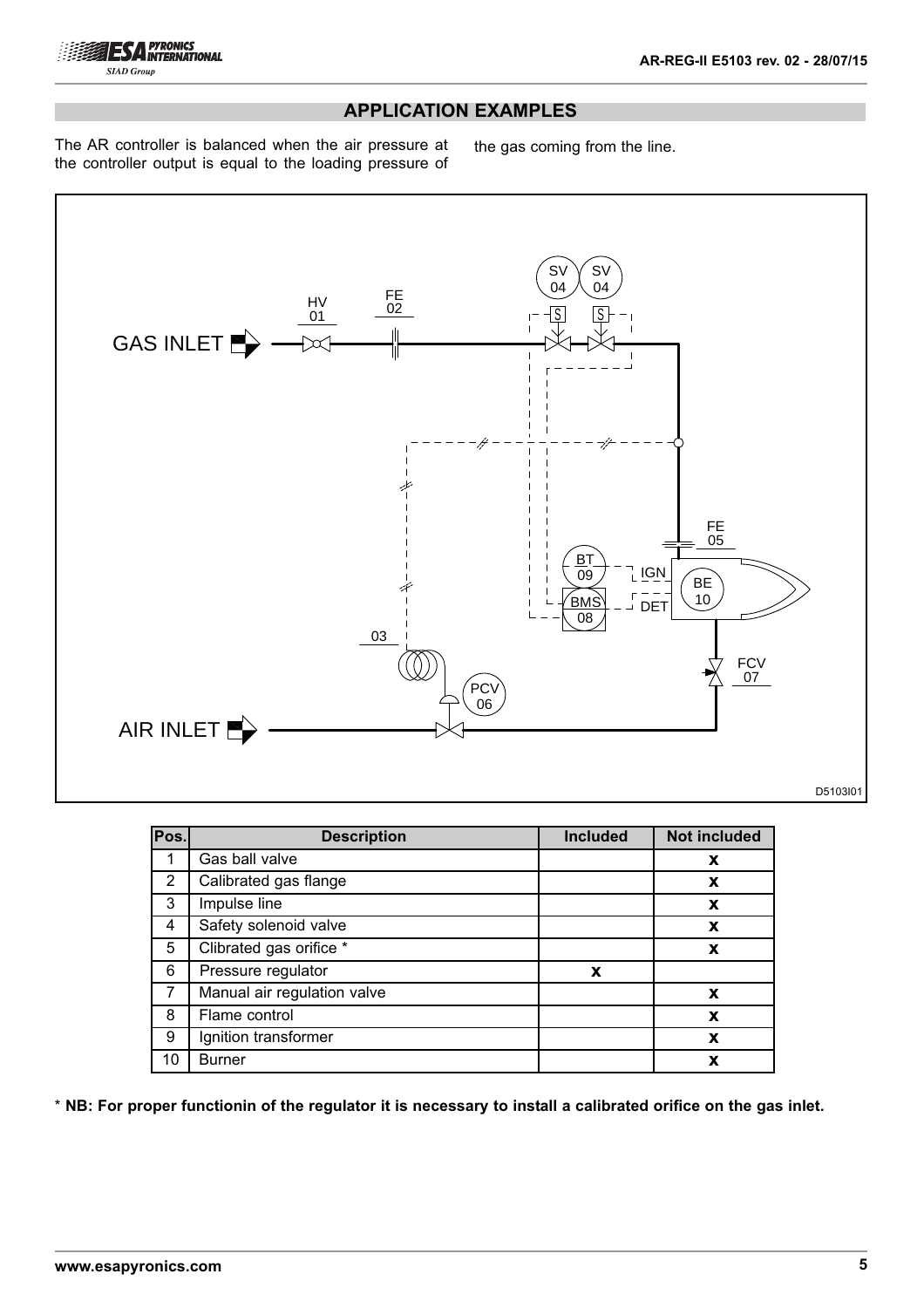## APPLICATION EXAMPLES

The AR controller is balanced when the air pressure at the controller output is equal to the loading pressure of the gas coming from the line.

| Pos. | Description | Included | Not included |
|---|---|---|---|
| 1 | Gas ball valve | | x |
| 2 | Calibrated gas flange | | x |
| 3 | Impulse line | | x |
| 4 | Safety solenoid valve | | x |
| 5 | Clibrated gas orifice * | | x |
| 6 | Pressure regulator | x | |
| 7 | Manual air regulation valve | | x |
| 8 | Flame control | | x |
| 9 | Ignition transformer | | x |
| 10 | Burner | | x |

* **NB: For proper functionin of the regulator it is necessary to install a calibrated orifice on the gas inlet.**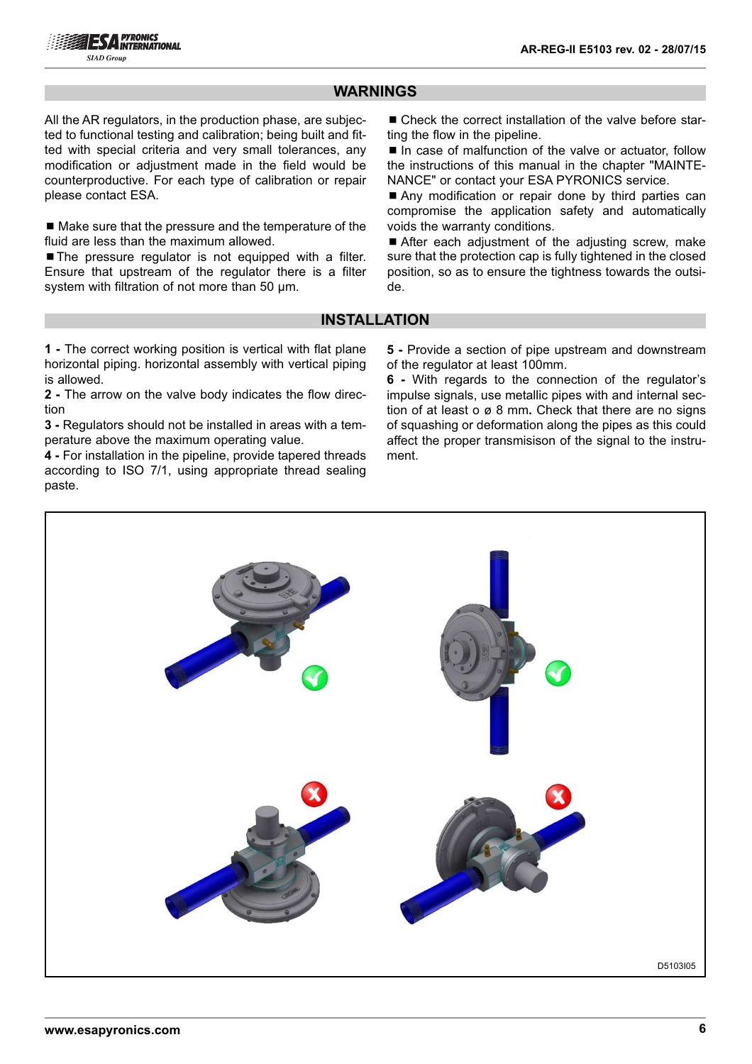## WARNINGS

All the AR regulators, in the production phase, are subjected to functional testing and calibration; being built and fitted with special criteria and very small tolerances, any modification or adjustment made in the field would be counterproductive. For each type of calibration or repair please contact ESA.

- Make sure that the pressure and the temperature of the fluid are less than the maximum allowed.
- The pressure regulator is not equipped with a filter. Ensure that upstream of the regulator there is a filter system with filtration of not more than 50 µm.
- Check the correct installation of the valve before starting the flow in the pipeline.
- In case of malfunction of the valve or actuator, follow the instructions of this manual in the chapter "MAINTENANCE" or contact your ESA PYRONICS service.
- Any modification or repair done by third parties can compromise the application safety and automatically voids the warranty conditions.
- After each adjustment of the adjusting screw, make sure that the protection cap is fully tightened in the closed position, so as to ensure the tightness towards the outside.

## INSTALLATION

**1 -** The correct working position is vertical with flat plane horizontal piping. horizontal assembly with vertical piping is allowed.

**2 -** The arrow on the valve body indicates the flow direction

**3 -** Regulators should not be installed in areas with a temperature above the maximum operating value.

**4 -** For installation in the pipeline, provide tapered threads according to ISO 7/1, using appropriate thread sealing paste.

**5 -** Provide a section of pipe upstream and downstream of the regulator at least 100mm.

**6 -** With regards to the connection of the regulator's impulse signals, use metallic pipes with and internal section of at least o ø 8 mm**.** Check that there are no signs of squashing or deformation along the pipes as this could affect the proper transmisison of the signal to the instrument.

D5103I05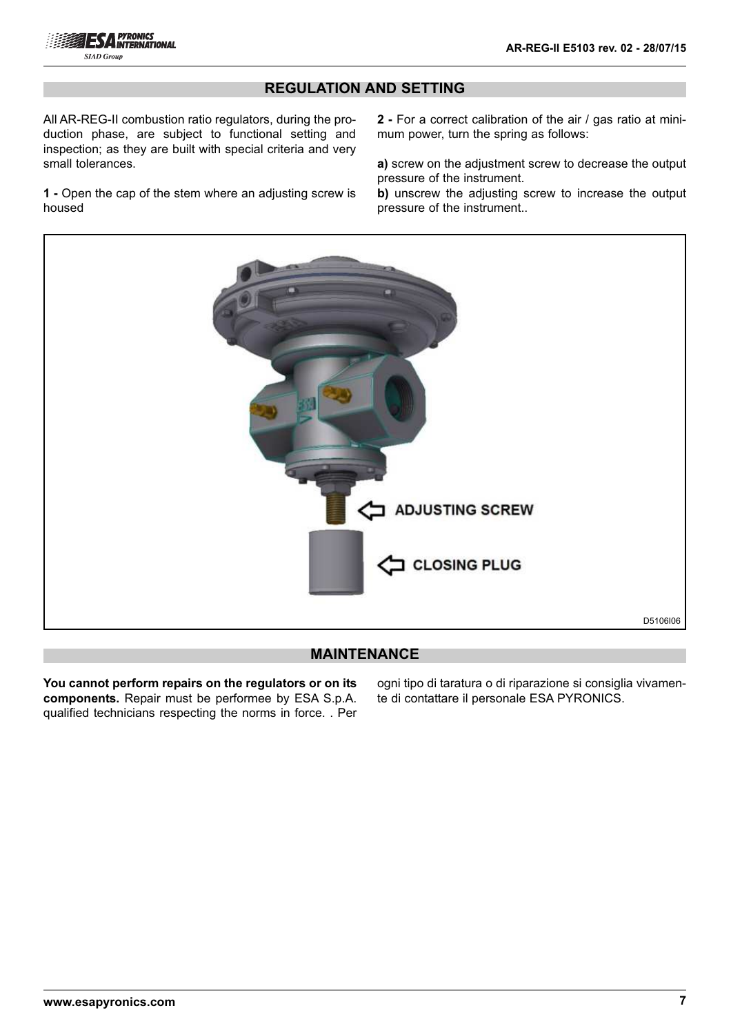## REGULATION AND SETTING

All AR-REG-II combustion ratio regulators, during the production phase, are subject to functional setting and inspection; as they are built with special criteria and very small tolerances.

**1 -** Open the cap of the stem where an adjusting screw is housed

**2 -** For a correct calibration of the air / gas ratio at minimum power, turn the spring as follows:

**a)** screw on the adjustment screw to decrease the output pressure of the instrument.

**b)** unscrew the adjusting screw to increase the output pressure of the instrument..

ADJUSTING SCREW

CLOSING PLUG

D5106I06

## MAINTENANCE

**You cannot perform repairs on the regulators or on its components.** Repair must be performee by ESA S.p.A. qualified technicians respecting the norms in force. . Per ogni tipo di taratura o di riparazione si consiglia vivamente di contattare il personale ESA PYRONICS.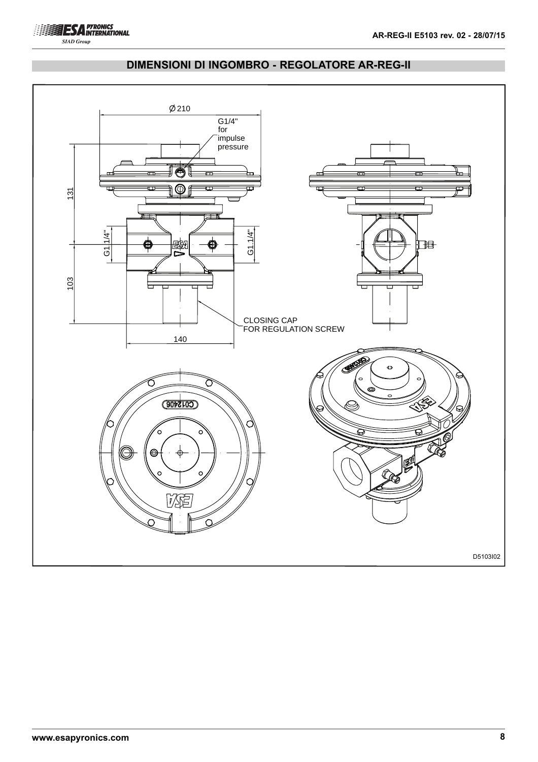## DIMENSIONI DI INGOMBRO - REGOLATORE AR-REG-II

Ø 210

G1/4" for impulse pressure

131

G1 1/4"

G1 1/4"

103

CLOSING CAP FOR REGULATION SCREW

140

D5103I02